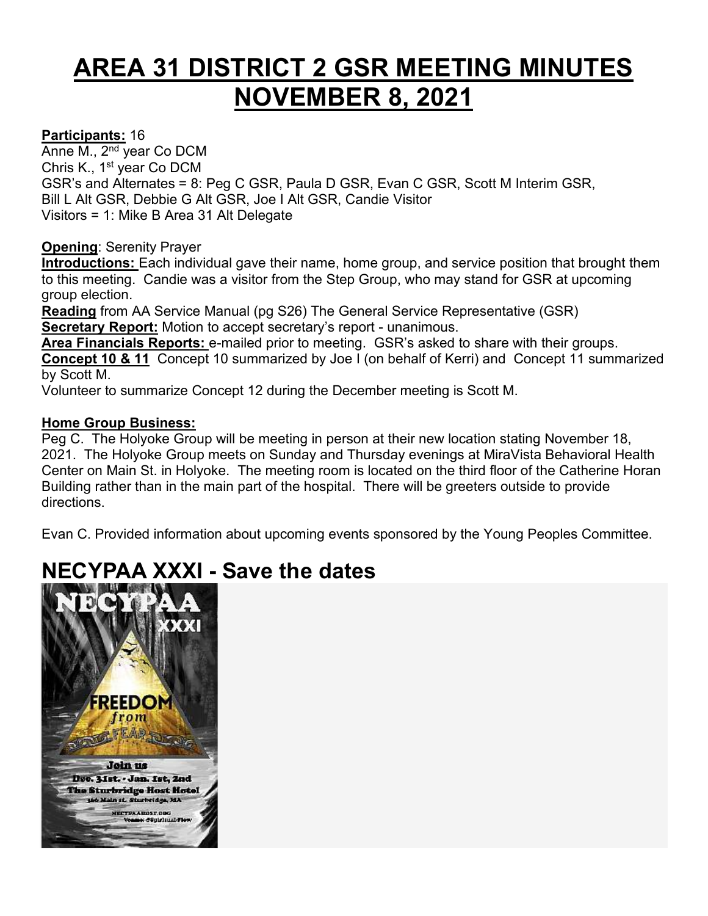# AREA 31 DISTRICT 2 GSR MEETING MINUTES NOVEMBER 8, 2021

**Participants:** 16
Anne M., 2nd year Co DCM
Chris K., 1st year Co DCM
GSR's and Alternates = 8: Peg C GSR, Paula D GSR, Evan C GSR, Scott M Interim GSR, Bill L Alt GSR, Debbie G Alt GSR, Joe I Alt GSR, Candie Visitor
Visitors = 1: Mike B Area 31 Alt Delegate

**Opening**: Serenity Prayer
**Introductions:** Each individual gave their name, home group, and service position that brought them to this meeting. Candie was a visitor from the Step Group, who may stand for GSR at upcoming group election.
**Reading** from AA Service Manual (pg S26) The General Service Representative (GSR)
**Secretary Report:** Motion to accept secretary's report - unanimous.
**Area Financials Reports:** e-mailed prior to meeting. GSR's asked to share with their groups.
**Concept 10 & 11** Concept 10 summarized by Joe I (on behalf of Kerri) and Concept 11 summarized by Scott M.
Volunteer to summarize Concept 12 during the December meeting is Scott M.

**Home Group Business:**
Peg C. The Holyoke Group will be meeting in person at their new location stating November 18, 2021. The Holyoke Group meets on Sunday and Thursday evenings at MiraVista Behavioral Health Center on Main St. in Holyoke. The meeting room is located on the third floor of the Catherine Horan Building rather than in the main part of the hospital. There will be greeters outside to provide directions.

Evan C. Provided information about upcoming events sponsored by the Young Peoples Committee.

## NECYPAA XXXI - Save the dates

NECYPAA XXXI
FREEDOM from FEAR
Join us
Dec. 31st. - Jan. 1st, 2nd
The Sturbridge Host Hotel
366 Main st. Sturbridge, MA
NECYPAAHOST.ORG
Venmo: @Spiritual-Flow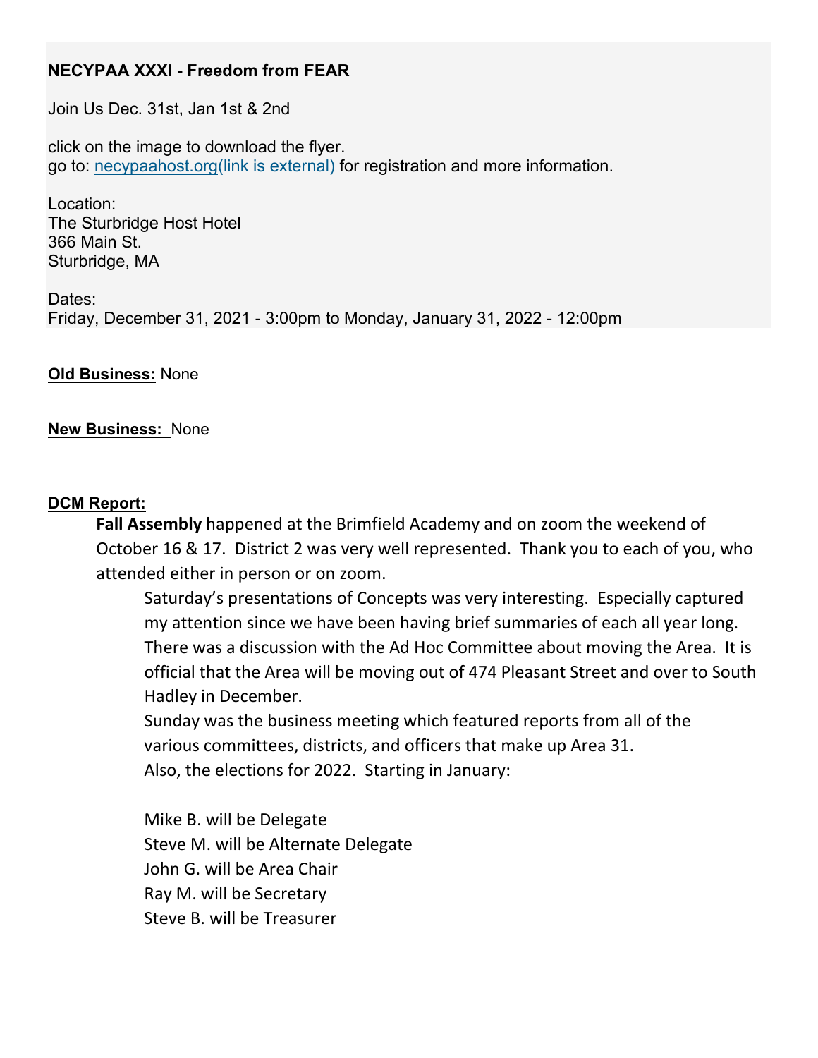**NECYPAA XXXI - Freedom from FEAR**

Join Us Dec. 31st, Jan 1st & 2nd

click on the image to download the flyer.
go to: necypaahost.org(link is external) for registration and more information.

Location:
The Sturbridge Host Hotel
366 Main St.
Sturbridge, MA

Dates:
Friday, December 31, 2021 - 3:00pm to Monday, January 31, 2022 - 12:00pm

**Old Business:** None

**New Business:** None

**DCM Report:**

**Fall Assembly** happened at the Brimfield Academy and on zoom the weekend of October 16 & 17. District 2 was very well represented. Thank you to each of you, who attended either in person or on zoom.

Saturday's presentations of Concepts was very interesting. Especially captured my attention since we have been having brief summaries of each all year long. There was a discussion with the Ad Hoc Committee about moving the Area. It is official that the Area will be moving out of 474 Pleasant Street and over to South Hadley in December.

Sunday was the business meeting which featured reports from all of the various committees, districts, and officers that make up Area 31.

Also, the elections for 2022. Starting in January:

Mike B. will be Delegate
Steve M. will be Alternate Delegate
John G. will be Area Chair
Ray M. will be Secretary
Steve B. will be Treasurer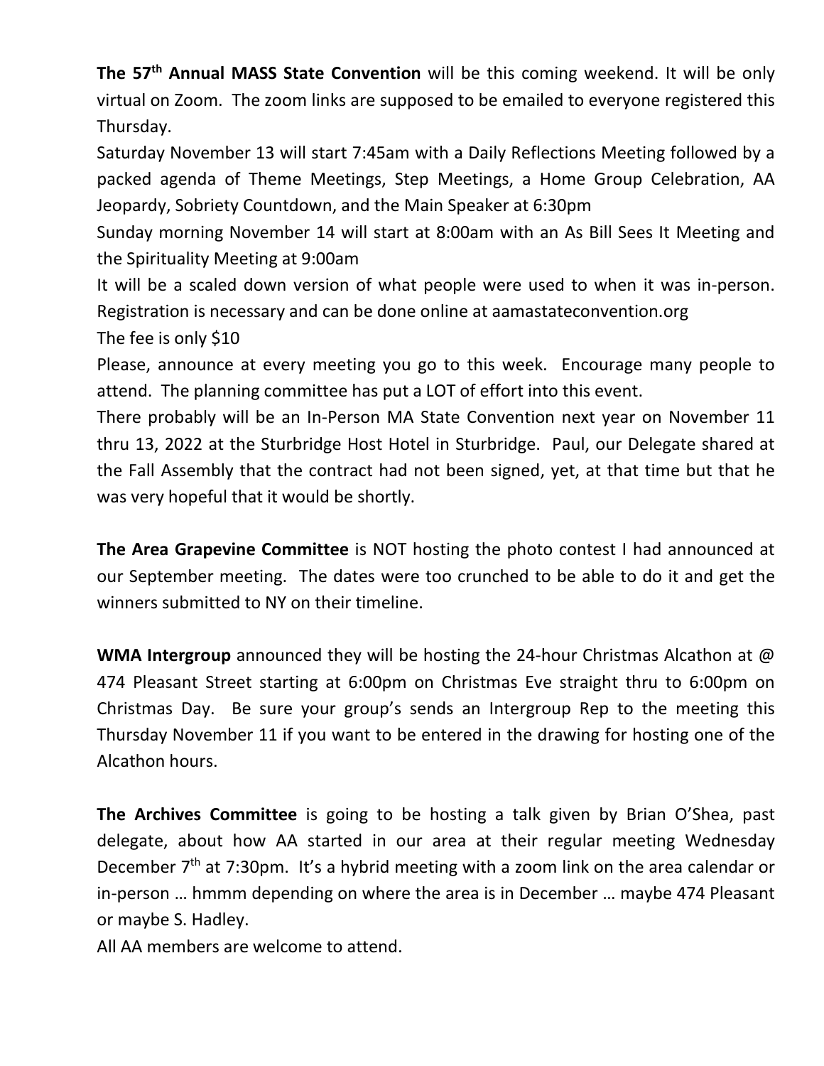**The 57th Annual MASS State Convention** will be this coming weekend. It will be only virtual on Zoom. The zoom links are supposed to be emailed to everyone registered this Thursday.

Saturday November 13 will start 7:45am with a Daily Reflections Meeting followed by a packed agenda of Theme Meetings, Step Meetings, a Home Group Celebration, AA Jeopardy, Sobriety Countdown, and the Main Speaker at 6:30pm

Sunday morning November 14 will start at 8:00am with an As Bill Sees It Meeting and the Spirituality Meeting at 9:00am

It will be a scaled down version of what people were used to when it was in-person. Registration is necessary and can be done online at aamastateconvention.org

The fee is only $10

Please, announce at every meeting you go to this week. Encourage many people to attend. The planning committee has put a LOT of effort into this event.

There probably will be an In-Person MA State Convention next year on November 11 thru 13, 2022 at the Sturbridge Host Hotel in Sturbridge. Paul, our Delegate shared at the Fall Assembly that the contract had not been signed, yet, at that time but that he was very hopeful that it would be shortly.

**The Area Grapevine Committee** is NOT hosting the photo contest I had announced at our September meeting. The dates were too crunched to be able to do it and get the winners submitted to NY on their timeline.

**WMA Intergroup** announced they will be hosting the 24-hour Christmas Alcathon at @ 474 Pleasant Street starting at 6:00pm on Christmas Eve straight thru to 6:00pm on Christmas Day. Be sure your group's sends an Intergroup Rep to the meeting this Thursday November 11 if you want to be entered in the drawing for hosting one of the Alcathon hours.

**The Archives Committee** is going to be hosting a talk given by Brian O'Shea, past delegate, about how AA started in our area at their regular meeting Wednesday December 7th at 7:30pm. It's a hybrid meeting with a zoom link on the area calendar or in-person … hmmm depending on where the area is in December … maybe 474 Pleasant or maybe S. Hadley.

All AA members are welcome to attend.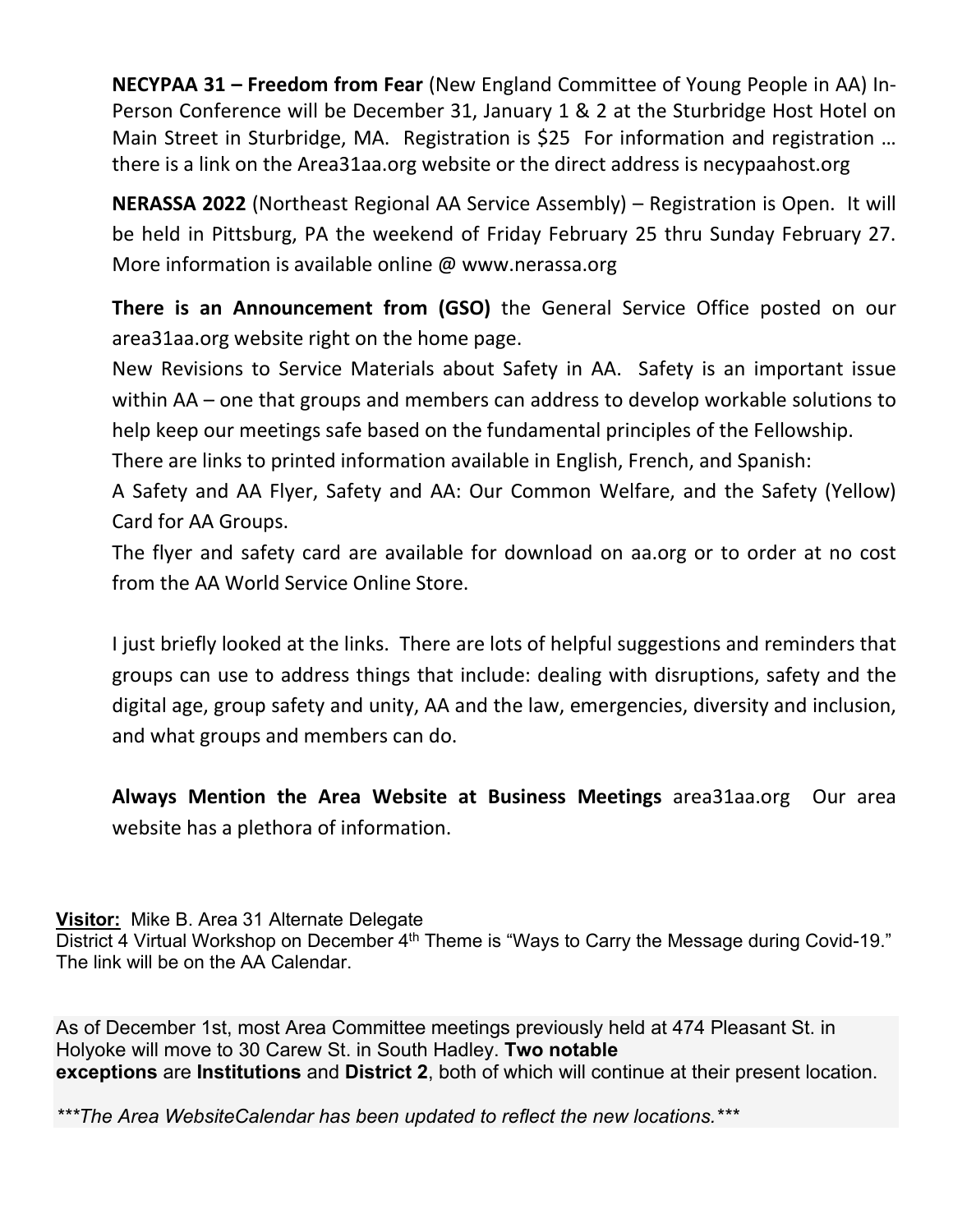**NECYPAA 31 – Freedom from Fear** (New England Committee of Young People in AA) In-Person Conference will be December 31, January 1 & 2 at the Sturbridge Host Hotel on Main Street in Sturbridge, MA. Registration is $25 For information and registration … there is a link on the Area31aa.org website or the direct address is necypaahost.org

**NERASSA 2022** (Northeast Regional AA Service Assembly) – Registration is Open. It will be held in Pittsburg, PA the weekend of Friday February 25 thru Sunday February 27. More information is available online @ www.nerassa.org

**There is an Announcement from (GSO)** the General Service Office posted on our area31aa.org website right on the home page.
New Revisions to Service Materials about Safety in AA. Safety is an important issue within AA – one that groups and members can address to develop workable solutions to help keep our meetings safe based on the fundamental principles of the Fellowship.
There are links to printed information available in English, French, and Spanish:
A Safety and AA Flyer, Safety and AA: Our Common Welfare, and the Safety (Yellow) Card for AA Groups.
The flyer and safety card are available for download on aa.org or to order at no cost from the AA World Service Online Store.

I just briefly looked at the links. There are lots of helpful suggestions and reminders that groups can use to address things that include: dealing with disruptions, safety and the digital age, group safety and unity, AA and the law, emergencies, diversity and inclusion, and what groups and members can do.

**Always Mention the Area Website at Business Meetings** area31aa.org Our area website has a plethora of information.

**Visitor:** Mike B. Area 31 Alternate Delegate
District 4 Virtual Workshop on December 4th Theme is "Ways to Carry the Message during Covid-19." The link will be on the AA Calendar.

As of December 1st, most Area Committee meetings previously held at 474 Pleasant St. in Holyoke will move to 30 Carew St. in South Hadley. **Two notable exceptions** are **Institutions** and **District 2**, both of which will continue at their present location.

****\*The Area WebsiteCalendar has been updated to reflect the new locations.\****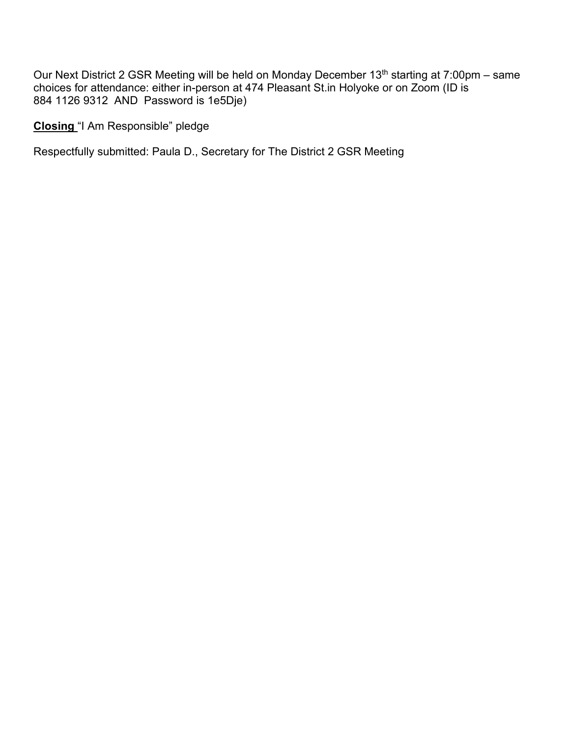Our Next District 2 GSR Meeting will be held on Monday December 13th starting at 7:00pm – same choices for attendance: either in-person at 474 Pleasant St.in Holyoke or on Zoom (ID is 884 1126 9312 AND Password is 1e5Dje)

**Closing** "I Am Responsible" pledge

Respectfully submitted: Paula D., Secretary for The District 2 GSR Meeting